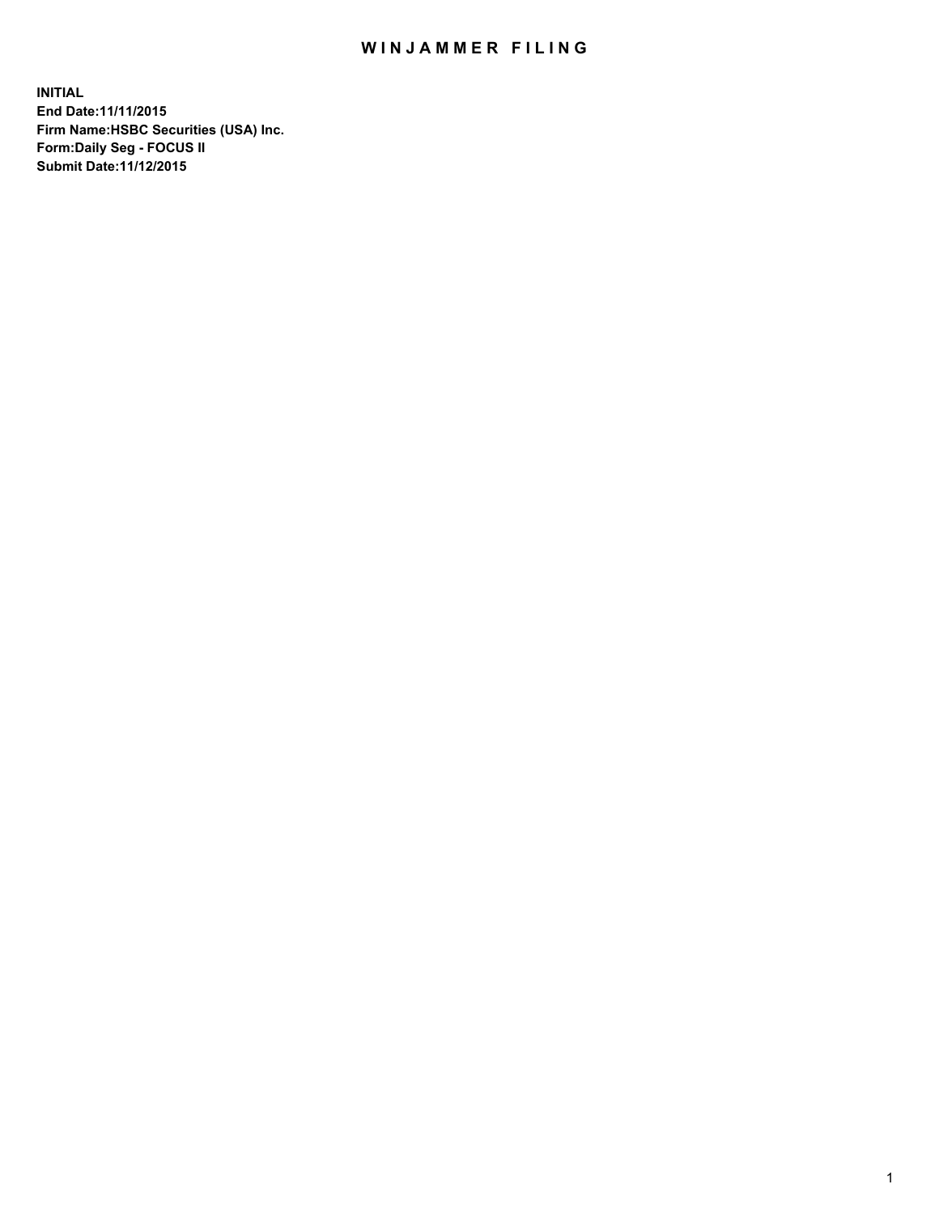# WINJAMMER FILING

**INITIAL**
**End Date:11/11/2015**
**Firm Name:HSBC Securities (USA) Inc.**
**Form:Daily Seg - FOCUS II**
**Submit Date:11/12/2015**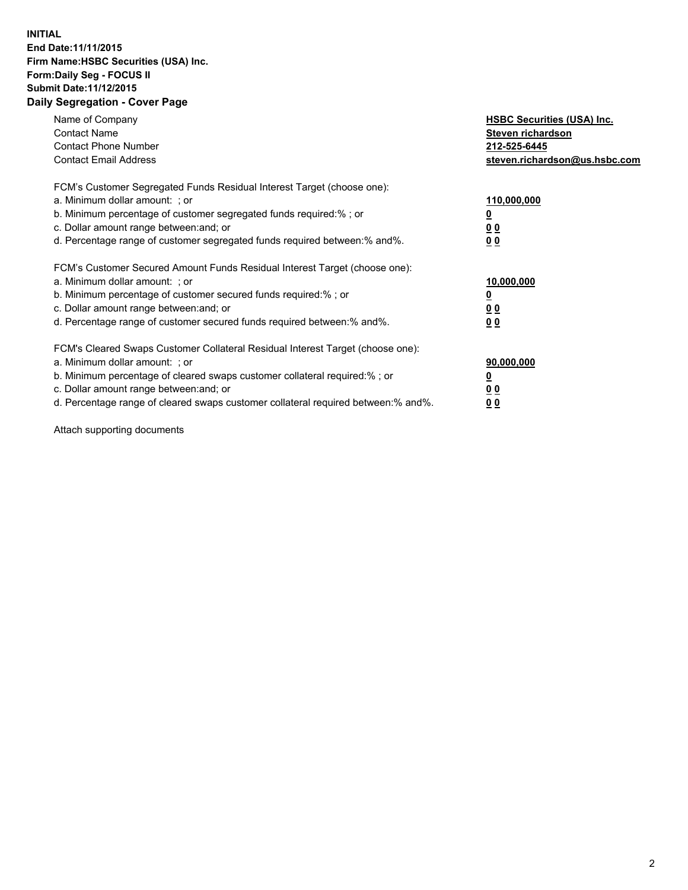**INITIAL**
**End Date:11/11/2015**
**Firm Name:HSBC Securities (USA) Inc.**
**Form:Daily Seg - FOCUS II**
**Submit Date:11/12/2015**

## Daily Segregation - Cover Page

| | |
|---|---|
| Name of Company | **HSBC Securities (USA) Inc.** |
| Contact Name | **Steven richardson** |
| Contact Phone Number | **212-525-6445** |
| Contact Email Address | **steven.richardson@us.hsbc.com** |
| | |
| FCM's Customer Segregated Funds Residual Interest Target (choose one): | |
| a. Minimum dollar amount: ; or | **110,000,000** |
| b. Minimum percentage of customer segregated funds required:% ; or | **0** |
| c. Dollar amount range between:and; or | **0 0** |
| d. Percentage range of customer segregated funds required between:% and%. | **0 0** |
| | |
| FCM's Customer Secured Amount Funds Residual Interest Target (choose one): | |
| a. Minimum dollar amount: ; or | **10,000,000** |
| b. Minimum percentage of customer secured funds required:% ; or | **0** |
| c. Dollar amount range between:and; or | **0 0** |
| d. Percentage range of customer secured funds required between:% and%. | **0 0** |
| | |
| FCM's Cleared Swaps Customer Collateral Residual Interest Target (choose one): | |
| a. Minimum dollar amount: ; or | **90,000,000** |
| b. Minimum percentage of cleared swaps customer collateral required:% ; or | **0** |
| c. Dollar amount range between:and; or | **0 0** |
| d. Percentage range of cleared swaps customer collateral required between:% and%. | **0 0** |

Attach supporting documents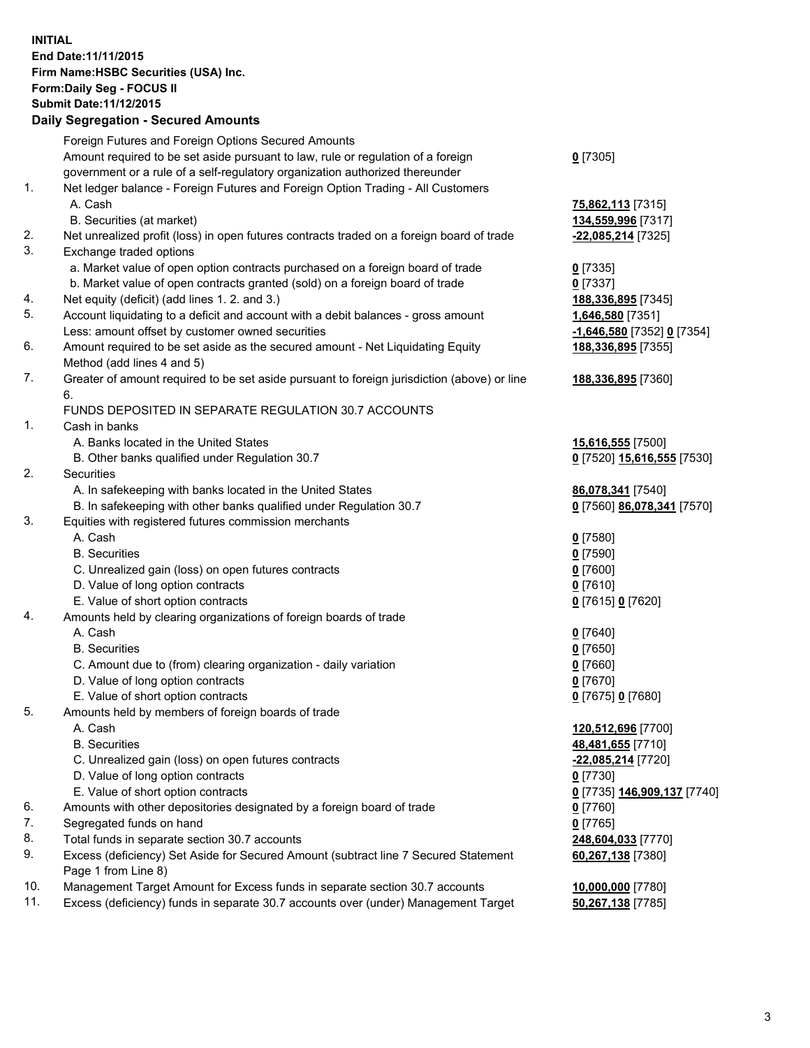**INITIAL**
**End Date:11/11/2015**
**Firm Name:HSBC Securities (USA) Inc.**
**Form:Daily Seg - FOCUS II**
**Submit Date:11/12/2015**

## Daily Segregation - Secured Amounts

| | | |
|---|---|---|
| | Foreign Futures and Foreign Options Secured Amounts | |
| | Amount required to be set aside pursuant to law, rule or regulation of a foreign government or a rule of a self-regulatory organization authorized thereunder | **0** [7305] |
| 1. | Net ledger balance - Foreign Futures and Foreign Option Trading - All Customers | |
| | A. Cash | **75,862,113** [7315] |
| | B. Securities (at market) | **134,559,996** [7317] |
| 2. | Net unrealized profit (loss) in open futures contracts traded on a foreign board of trade | **-22,085,214** [7325] |
| 3. | Exchange traded options | |
| | a. Market value of open option contracts purchased on a foreign board of trade | **0** [7335] |
| | b. Market value of open contracts granted (sold) on a foreign board of trade | **0** [7337] |
| 4. | Net equity (deficit) (add lines 1. 2. and 3.) | **188,336,895** [7345] |
| 5. | Account liquidating to a deficit and account with a debit balances - gross amount | **1,646,580** [7351] |
| | Less: amount offset by customer owned securities | **-1,646,580** [7352] **0** [7354] |
| 6. | Amount required to be set aside as the secured amount - Net Liquidating Equity Method (add lines 4 and 5) | **188,336,895** [7355] |
| 7. | Greater of amount required to be set aside pursuant to foreign jurisdiction (above) or line 6. | **188,336,895** [7360] |
| | FUNDS DEPOSITED IN SEPARATE REGULATION 30.7 ACCOUNTS | |
| 1. | Cash in banks | |
| | A. Banks located in the United States | **15,616,555** [7500] |
| | B. Other banks qualified under Regulation 30.7 | **0** [7520] **15,616,555** [7530] |
| 2. | Securities | |
| | A. In safekeeping with banks located in the United States | **86,078,341** [7540] |
| | B. In safekeeping with other banks qualified under Regulation 30.7 | **0** [7560] **86,078,341** [7570] |
| 3. | Equities with registered futures commission merchants | |
| | A. Cash | **0** [7580] |
| | B. Securities | **0** [7590] |
| | C. Unrealized gain (loss) on open futures contracts | **0** [7600] |
| | D. Value of long option contracts | **0** [7610] |
| | E. Value of short option contracts | **0** [7615] **0** [7620] |
| 4. | Amounts held by clearing organizations of foreign boards of trade | |
| | A. Cash | **0** [7640] |
| | B. Securities | **0** [7650] |
| | C. Amount due to (from) clearing organization - daily variation | **0** [7660] |
| | D. Value of long option contracts | **0** [7670] |
| | E. Value of short option contracts | **0** [7675] **0** [7680] |
| 5. | Amounts held by members of foreign boards of trade | |
| | A. Cash | **120,512,696** [7700] |
| | B. Securities | **48,481,655** [7710] |
| | C. Unrealized gain (loss) on open futures contracts | **-22,085,214** [7720] |
| | D. Value of long option contracts | **0** [7730] |
| | E. Value of short option contracts | **0** [7735] **146,909,137** [7740] |
| 6. | Amounts with other depositories designated by a foreign board of trade | **0** [7760] |
| 7. | Segregated funds on hand | **0** [7765] |
| 8. | Total funds in separate section 30.7 accounts | **248,604,033** [7770] |
| 9. | Excess (deficiency) Set Aside for Secured Amount (subtract line 7 Secured Statement Page 1 from Line 8) | **60,267,138** [7380] |
| 10. | Management Target Amount for Excess funds in separate section 30.7 accounts | **10,000,000** [7780] |
| 11. | Excess (deficiency) funds in separate 30.7 accounts over (under) Management Target | **50,267,138** [7785] |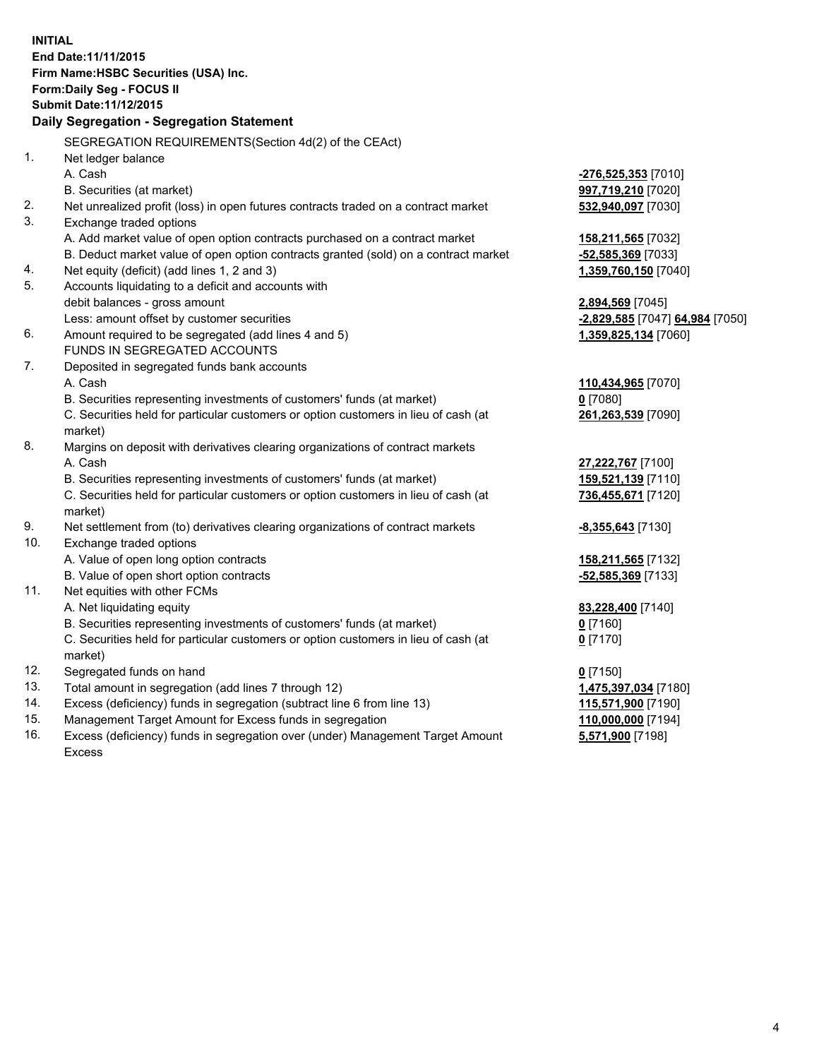**INITIAL**
**End Date:11/11/2015**
**Firm Name:HSBC Securities (USA) Inc.**
**Form:Daily Seg - FOCUS II**
**Submit Date:11/12/2015**

### Daily Segregation - Segregation Statement

| | | |
|---|---|---|
| | SEGREGATION REQUIREMENTS(Section 4d(2) of the CEAct) | |
| 1. | Net ledger balance | |
| | A. Cash | **-276,525,353** [7010] |
| | B. Securities (at market) | **997,719,210** [7020] |
| 2. | Net unrealized profit (loss) in open futures contracts traded on a contract market | **532,940,097** [7030] |
| 3. | Exchange traded options | |
| | A. Add market value of open option contracts purchased on a contract market | **158,211,565** [7032] |
| | B. Deduct market value of open option contracts granted (sold) on a contract market | **-52,585,369** [7033] |
| 4. | Net equity (deficit) (add lines 1, 2 and 3) | **1,359,760,150** [7040] |
| 5. | Accounts liquidating to a deficit and accounts with debit balances - gross amount | **2,894,569** [7045] |
| | Less: amount offset by customer securities | **-2,829,585** [7047] **64,984** [7050] |
| 6. | Amount required to be segregated (add lines 4 and 5) | **1,359,825,134** [7060] |
| | FUNDS IN SEGREGATED ACCOUNTS | |
| 7. | Deposited in segregated funds bank accounts | |
| | A. Cash | **110,434,965** [7070] |
| | B. Securities representing investments of customers' funds (at market) | **0** [7080] |
| | C. Securities held for particular customers or option customers in lieu of cash (at market) | **261,263,539** [7090] |
| 8. | Margins on deposit with derivatives clearing organizations of contract markets | |
| | A. Cash | **27,222,767** [7100] |
| | B. Securities representing investments of customers' funds (at market) | **159,521,139** [7110] |
| | C. Securities held for particular customers or option customers in lieu of cash (at market) | **736,455,671** [7120] |
| 9. | Net settlement from (to) derivatives clearing organizations of contract markets | **-8,355,643** [7130] |
| 10. | Exchange traded options | |
| | A. Value of open long option contracts | **158,211,565** [7132] |
| | B. Value of open short option contracts | **-52,585,369** [7133] |
| 11. | Net equities with other FCMs | |
| | A. Net liquidating equity | **83,228,400** [7140] |
| | B. Securities representing investments of customers' funds (at market) | **0** [7160] |
| | C. Securities held for particular customers or option customers in lieu of cash (at market) | **0** [7170] |
| 12. | Segregated funds on hand | **0** [7150] |
| 13. | Total amount in segregation (add lines 7 through 12) | **1,475,397,034** [7180] |
| 14. | Excess (deficiency) funds in segregation (subtract line 6 from line 13) | **115,571,900** [7190] |
| 15. | Management Target Amount for Excess funds in segregation | **110,000,000** [7194] |
| 16. | Excess (deficiency) funds in segregation over (under) Management Target Amount Excess | **5,571,900** [7198] |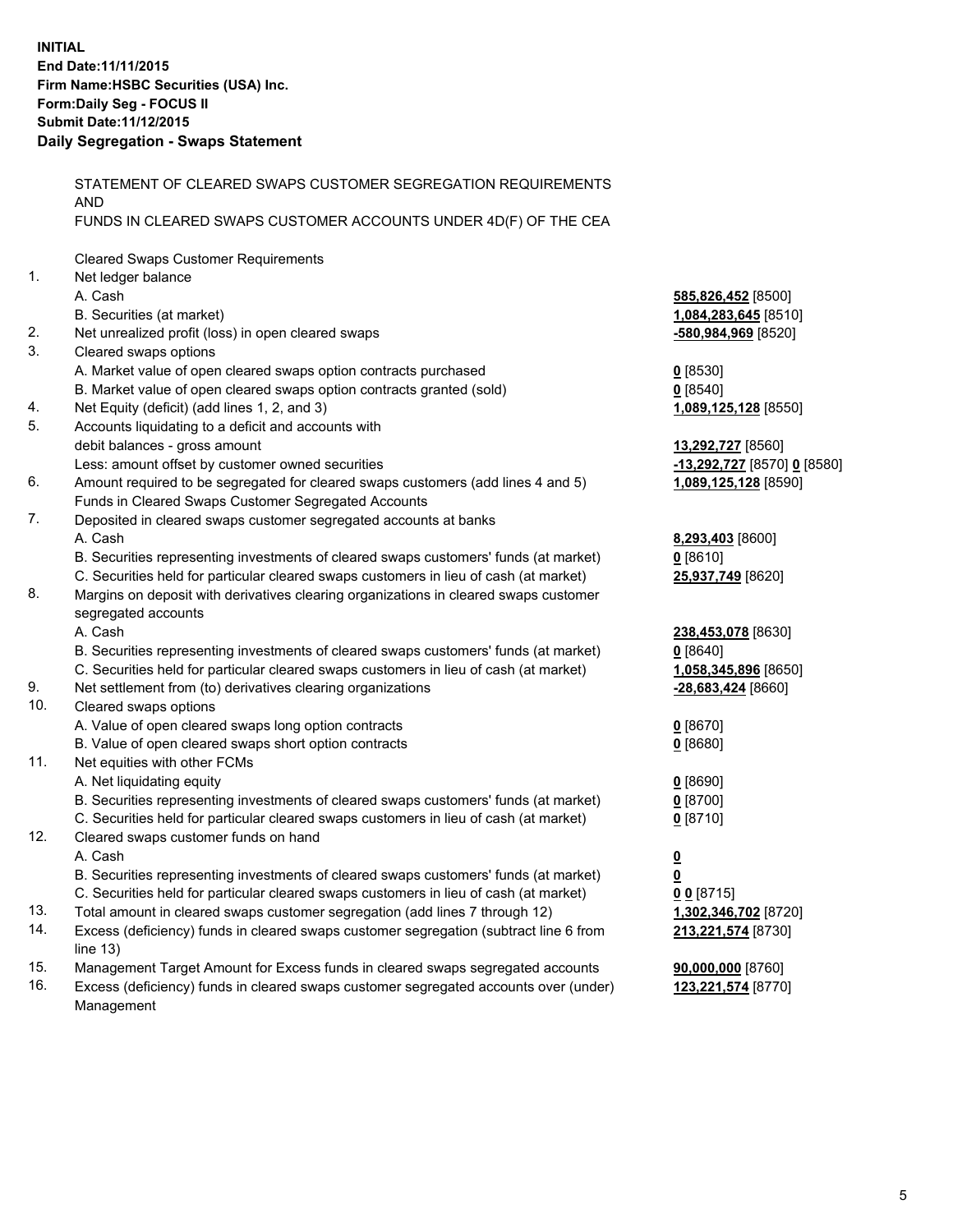**INITIAL**
**End Date:11/11/2015**
**Firm Name:HSBC Securities (USA) Inc.**
**Form:Daily Seg - FOCUS II**
**Submit Date:11/12/2015**
**Daily Segregation - Swaps Statement**

STATEMENT OF CLEARED SWAPS CUSTOMER SEGREGATION REQUIREMENTS AND FUNDS IN CLEARED SWAPS CUSTOMER ACCOUNTS UNDER 4D(F) OF THE CEA

| | | |
|---|---|---|
| | Cleared Swaps Customer Requirements | |
| 1. | Net ledger balance | |
| | A. Cash | **585,826,452** [8500] |
| | B. Securities (at market) | **1,084,283,645** [8510] |
| 2. | Net unrealized profit (loss) in open cleared swaps | **-580,984,969** [8520] |
| 3. | Cleared swaps options | |
| | A. Market value of open cleared swaps option contracts purchased | **0** [8530] |
| | B. Market value of open cleared swaps option contracts granted (sold) | **0** [8540] |
| 4. | Net Equity (deficit) (add lines 1, 2, and 3) | **1,089,125,128** [8550] |
| 5. | Accounts liquidating to a deficit and accounts with debit balances - gross amount | **13,292,727** [8560] |
| | Less: amount offset by customer owned securities | **-13,292,727** [8570] **0** [8580] |
| 6. | Amount required to be segregated for cleared swaps customers (add lines 4 and 5) | **1,089,125,128** [8590] |
| | Funds in Cleared Swaps Customer Segregated Accounts | |
| 7. | Deposited in cleared swaps customer segregated accounts at banks | |
| | A. Cash | **8,293,403** [8600] |
| | B. Securities representing investments of cleared swaps customers' funds (at market) | **0** [8610] |
| | C. Securities held for particular cleared swaps customers in lieu of cash (at market) | **25,937,749** [8620] |
| 8. | Margins on deposit with derivatives clearing organizations in cleared swaps customer segregated accounts | |
| | A. Cash | **238,453,078** [8630] |
| | B. Securities representing investments of cleared swaps customers' funds (at market) | **0** [8640] |
| | C. Securities held for particular cleared swaps customers in lieu of cash (at market) | **1,058,345,896** [8650] |
| 9. | Net settlement from (to) derivatives clearing organizations | **-28,683,424** [8660] |
| 10. | Cleared swaps options | |
| | A. Value of open cleared swaps long option contracts | **0** [8670] |
| | B. Value of open cleared swaps short option contracts | **0** [8680] |
| 11. | Net equities with other FCMs | |
| | A. Net liquidating equity | **0** [8690] |
| | B. Securities representing investments of cleared swaps customers' funds (at market) | **0** [8700] |
| | C. Securities held for particular cleared swaps customers in lieu of cash (at market) | **0** [8710] |
| 12. | Cleared swaps customer funds on hand | |
| | A. Cash | **0** |
| | B. Securities representing investments of cleared swaps customers' funds (at market) | **0** |
| | C. Securities held for particular cleared swaps customers in lieu of cash (at market) | **0** **0** [8715] |
| 13. | Total amount in cleared swaps customer segregation (add lines 7 through 12) | **1,302,346,702** [8720] |
| 14. | Excess (deficiency) funds in cleared swaps customer segregation (subtract line 6 from line 13) | **213,221,574** [8730] |
| 15. | Management Target Amount for Excess funds in cleared swaps segregated accounts | **90,000,000** [8760] |
| 16. | Excess (deficiency) funds in cleared swaps customer segregated accounts over (under) Management | **123,221,574** [8770] |